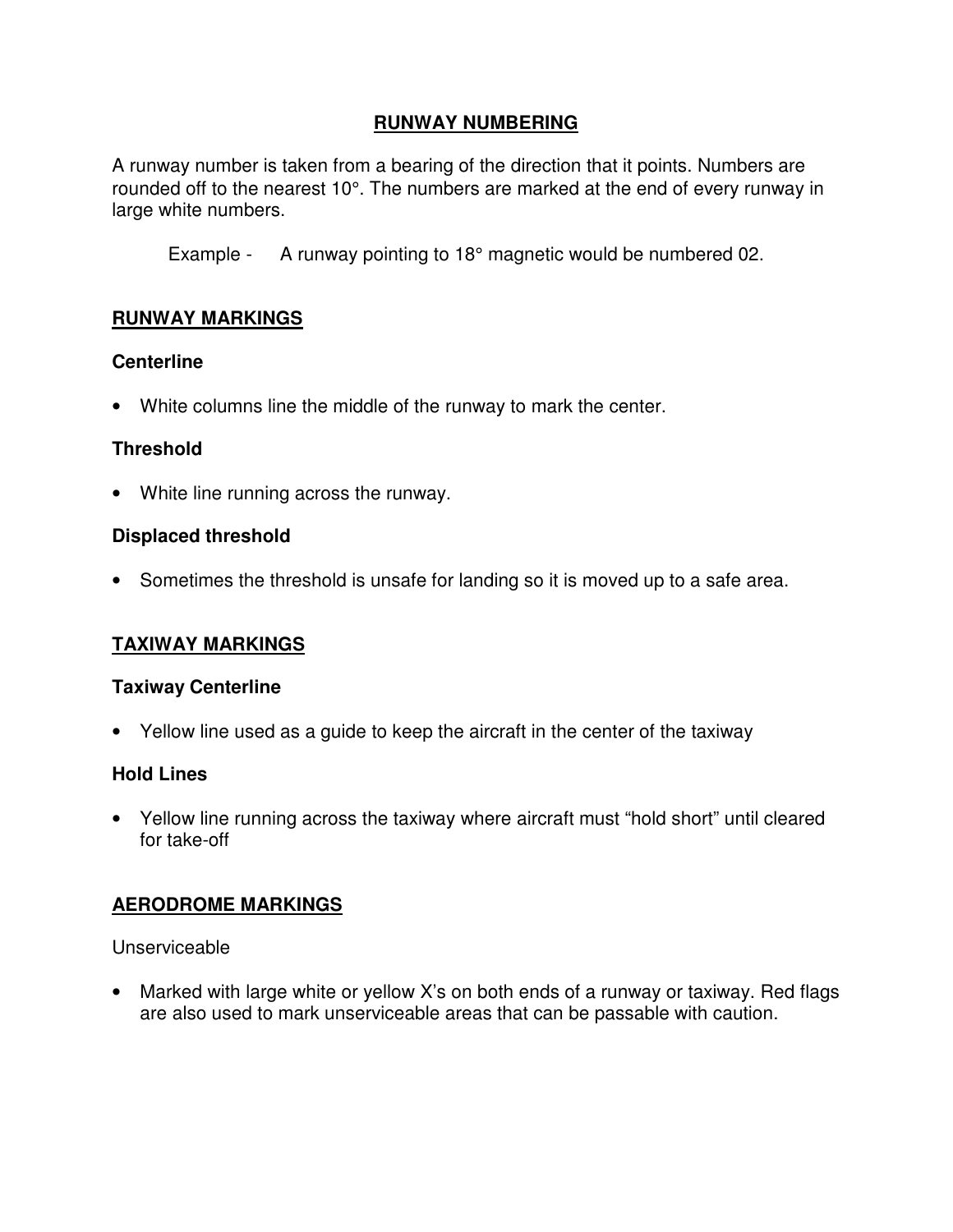## RUNWAY NUMBERING

A runway number is taken from a bearing of the direction that it points. Numbers are rounded off to the nearest 10°. The numbers are marked at the end of every runway in large white numbers.

Example - A runway pointing to 18° magnetic would be numbered 02.

## RUNWAY MARKINGS

### Centerline

- White columns line the middle of the runway to mark the center.

### Threshold

- White line running across the runway.

### Displaced threshold

- Sometimes the threshold is unsafe for landing so it is moved up to a safe area.

## TAXIWAY MARKINGS

### Taxiway Centerline

- Yellow line used as a guide to keep the aircraft in the center of the taxiway

### Hold Lines

- Yellow line running across the taxiway where aircraft must "hold short" until cleared for take-off

## AERODROME MARKINGS

Unserviceable

- Marked with large white or yellow X's on both ends of a runway or taxiway. Red flags are also used to mark unserviceable areas that can be passable with caution.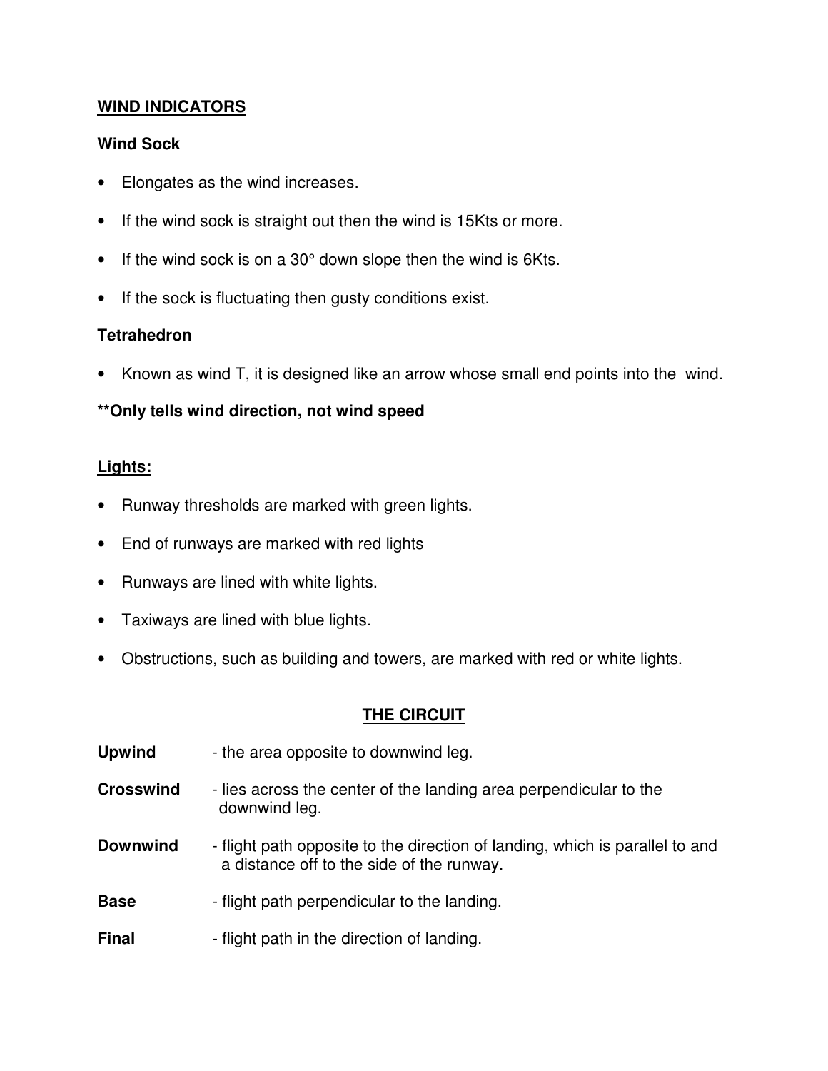## WIND INDICATORS

### Wind Sock

- Elongates as the wind increases.
- If the wind sock is straight out then the wind is 15Kts or more.
- If the wind sock is on a 30° down slope then the wind is 6Kts.
- If the sock is fluctuating then gusty conditions exist.

### Tetrahedron

- Known as wind T, it is designed like an arrow whose small end points into the wind.

**\*\*Only tells wind direction, not wind speed**

### Lights:

- Runway thresholds are marked with green lights.
- End of runways are marked with red lights
- Runways are lined with white lights.
- Taxiways are lined with blue lights.
- Obstructions, such as building and towers, are marked with red or white lights.

## THE CIRCUIT

**Upwind** - the area opposite to downwind leg.

**Crosswind** - lies across the center of the landing area perpendicular to the downwind leg.

**Downwind** - flight path opposite to the direction of landing, which is parallel to and a distance off to the side of the runway.

**Base** - flight path perpendicular to the landing.

**Final** - flight path in the direction of landing.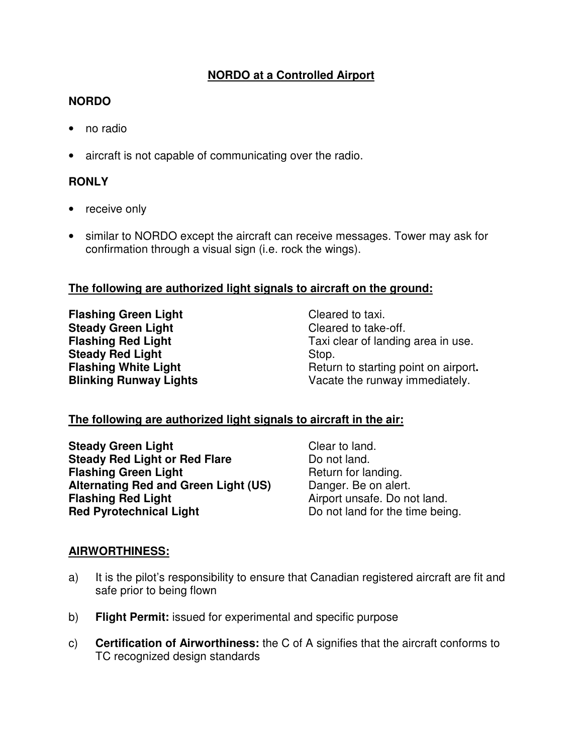# NORDO at a Controlled Airport

**NORDO**

- no radio
- aircraft is not capable of communicating over the radio.

**RONLY**

- receive only
- similar to NORDO except the aircraft can receive messages. Tower may ask for confirmation through a visual sign (i.e. rock the wings).

**The following are authorized light signals to aircraft on the ground:**

| | |
|---|---|
| **Flashing Green Light** | Cleared to taxi. |
| **Steady Green Light** | Cleared to take-off. |
| **Flashing Red Light** | Taxi clear of landing area in use. |
| **Steady Red Light** | Stop. |
| **Flashing White Light** | Return to starting point on airport**.** |
| **Blinking Runway Lights** | Vacate the runway immediately. |

**The following are authorized light signals to aircraft in the air:**

| | |
|---|---|
| **Steady Green Light** | Clear to land. |
| **Steady Red Light or Red Flare** | Do not land. |
| **Flashing Green Light** | Return for landing. |
| **Alternating Red and Green Light (US)** | Danger. Be on alert. |
| **Flashing Red Light** | Airport unsafe. Do not land. |
| **Red Pyrotechnical Light** | Do not land for the time being. |

**AIRWORTHINESS:**

a) It is the pilot's responsibility to ensure that Canadian registered aircraft are fit and safe prior to being flown

b) **Flight Permit:** issued for experimental and specific purpose

c) **Certification of Airworthiness:** the C of A signifies that the aircraft conforms to TC recognized design standards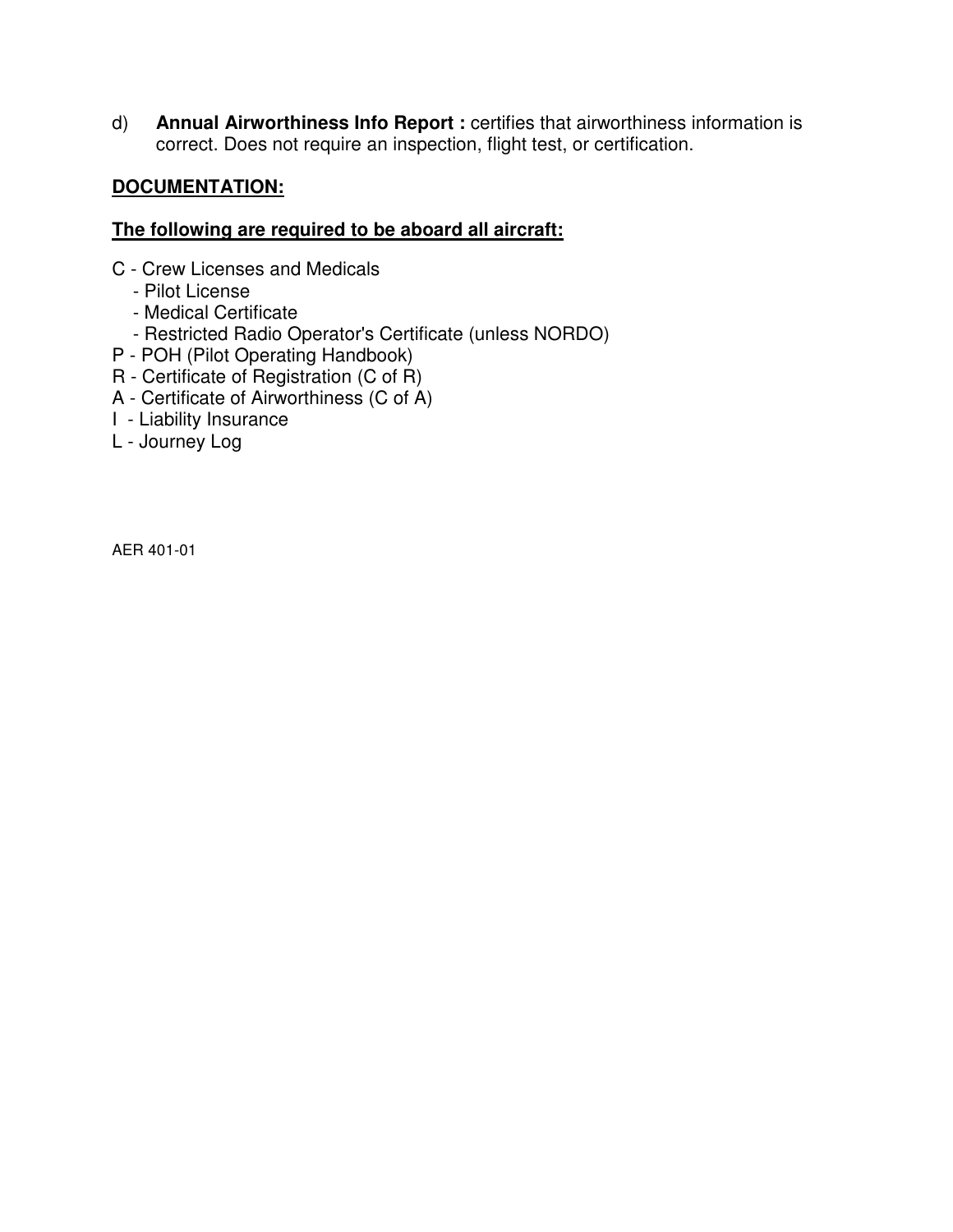d) **Annual Airworthiness Info Report :** certifies that airworthiness information is correct. Does not require an inspection, flight test, or certification.

**DOCUMENTATION:**

**The following are required to be aboard all aircraft:**

C - Crew Licenses and Medicals
- Pilot License
- Medical Certificate
- Restricted Radio Operator's Certificate (unless NORDO)

P - POH (Pilot Operating Handbook)
R - Certificate of Registration (C of R)
A - Certificate of Airworthiness (C of A)
I - Liability Insurance
L - Journey Log

AER 401-01